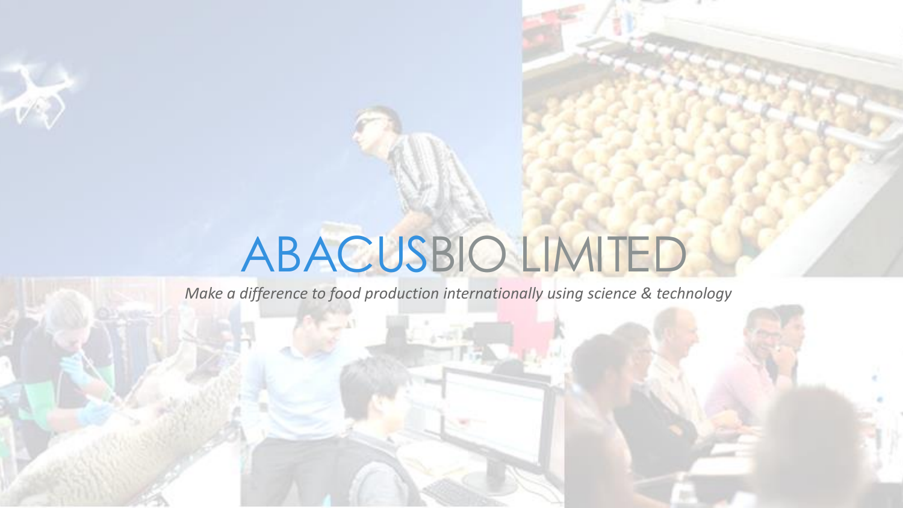# ABACUSBIO LIMITED

*Make a difference to food production internationally using science & technology*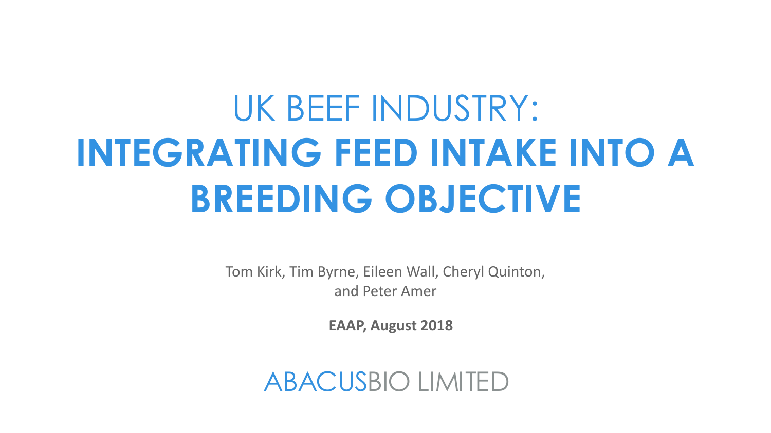# UK BEEF INDUSTRY: INTEGRATING FEED INTAKE INTO A BREEDING OBJECTIVE

Tom Kirk, Tim Byrne, Eileen Wall, Cheryl Quinton, and Peter Amer

**EAAP, August 2018**

ABACUSBIO LIMITED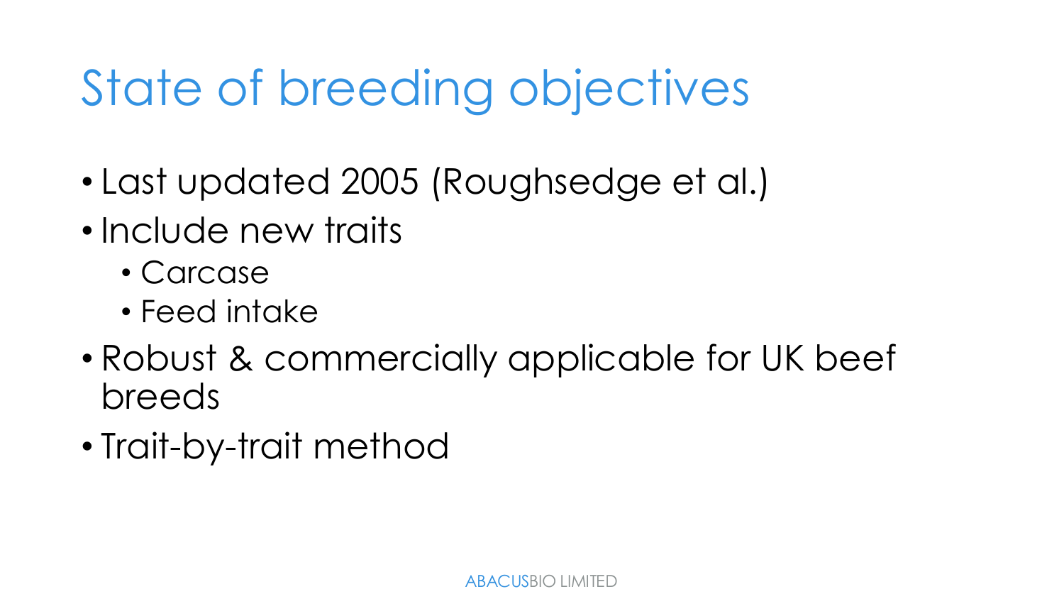# State of breeding objectives

- Last updated 2005 (Roughsedge et al.)
- Include new traits
  - Carcase
  - Feed intake
- Robust & commercially applicable for UK beef breeds
- Trait-by-trait method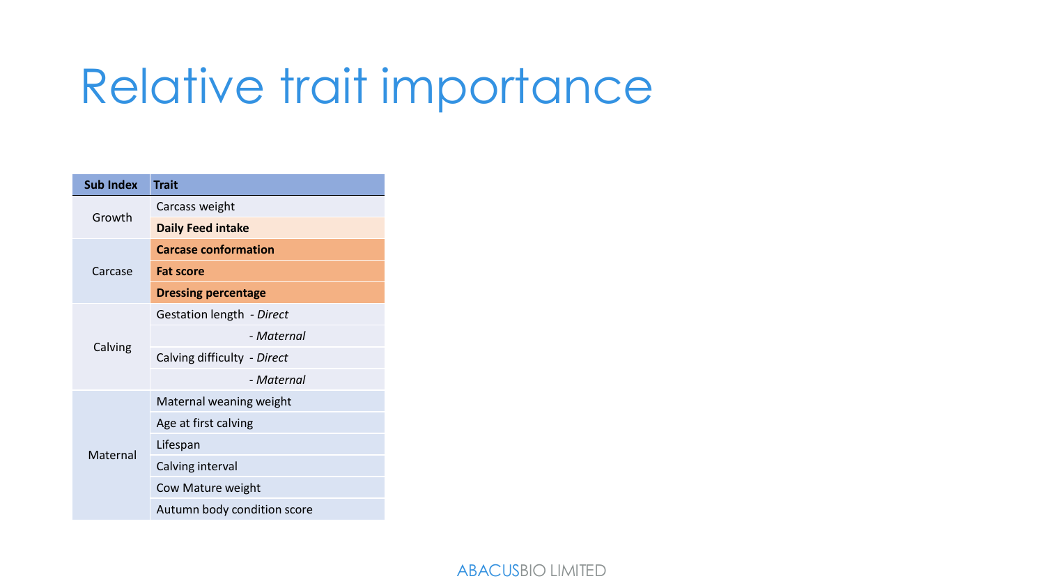# Relative trait importance

| Sub Index | Trait |
|---|---|
| Growth | Carcass weight |
| | **Daily Feed intake** |
| Carcase | **Carcase conformation** |
| | **Fat score** |
| | **Dressing percentage** |
| Calving | Gestation length - *Direct* |
| | - *Maternal* |
| | Calving difficulty - *Direct* |
| | - *Maternal* |
| Maternal | Maternal weaning weight |
| | Age at first calving |
| | Lifespan |
| | Calving interval |
| | Cow Mature weight |
| | Autumn body condition score |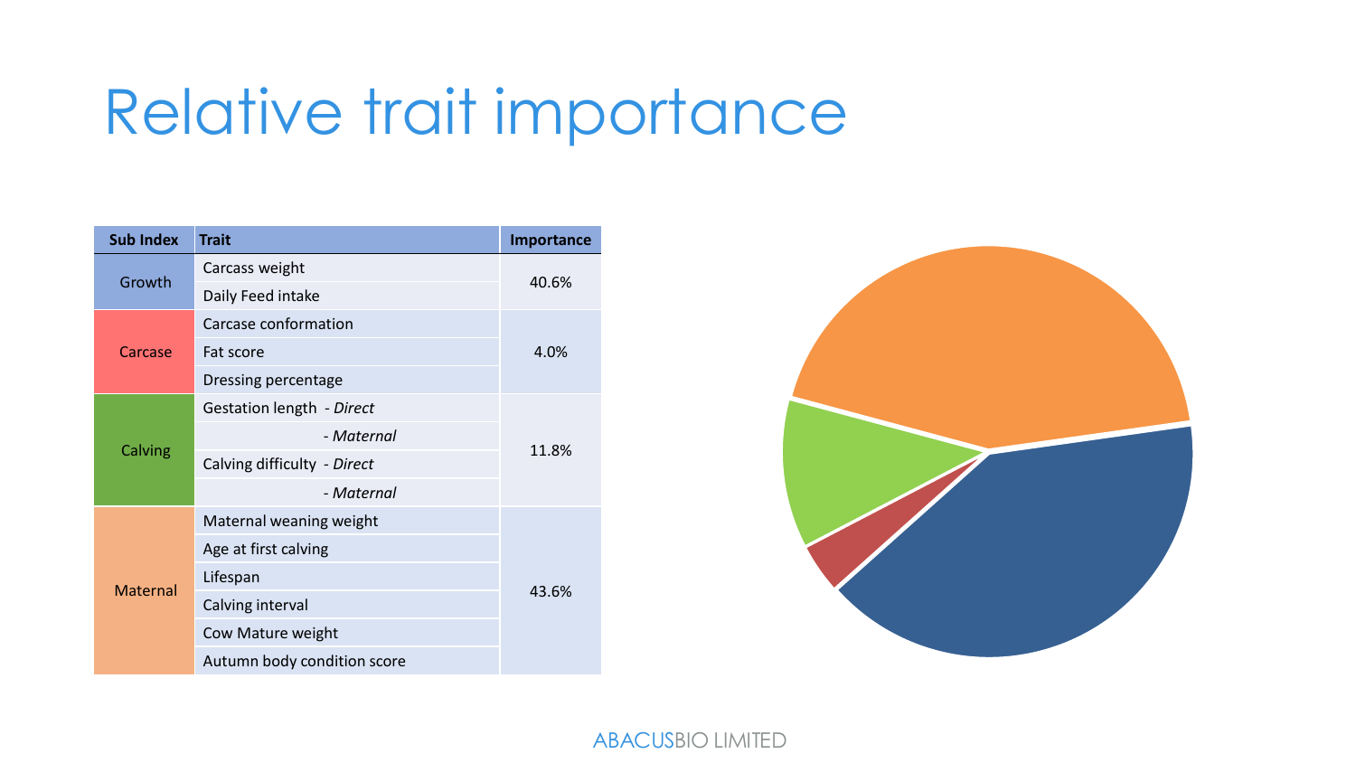# Relative trait importance

| Sub Index | Trait | Importance |
|---|---|---|
| Growth | Carcass weight | 40.6% |
| | Daily Feed intake | |
| Carcase | Carcase conformation | 4.0% |
| | Fat score | |
| | Dressing percentage | |
| Calving | Gestation length - *Direct* | 11.8% |
| | - *Maternal* | |
| | Calving difficulty - *Direct* | |
| | - *Maternal* | |
| Maternal | Maternal weaning weight | 43.6% |
| | Age at first calving | |
| | Lifespan | |
| | Calving interval | |
| | Cow Mature weight | |
| | Autumn body condition score | |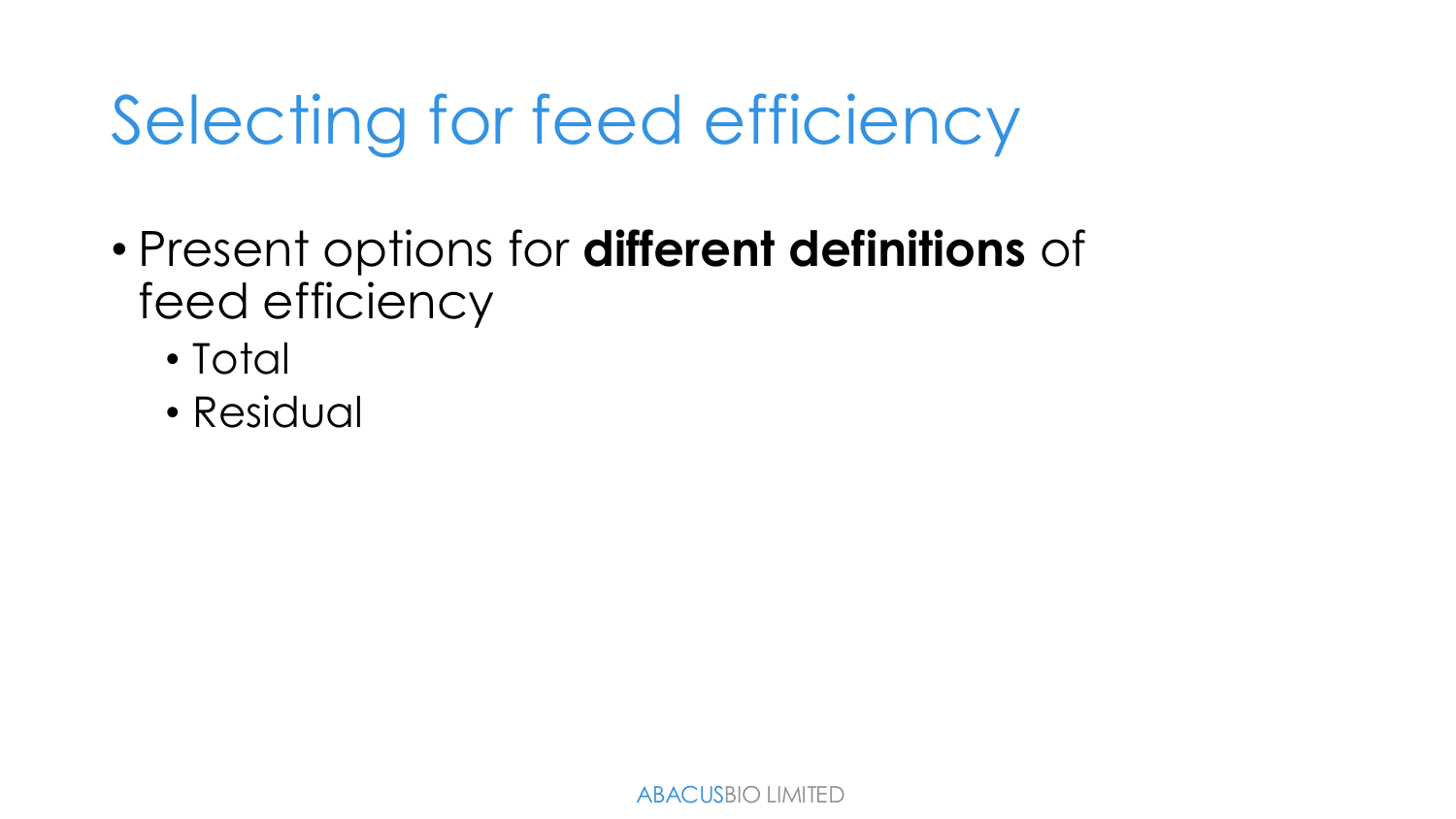# Selecting for feed efficiency

- Present options for **different definitions** of feed efficiency
  - Total
  - Residual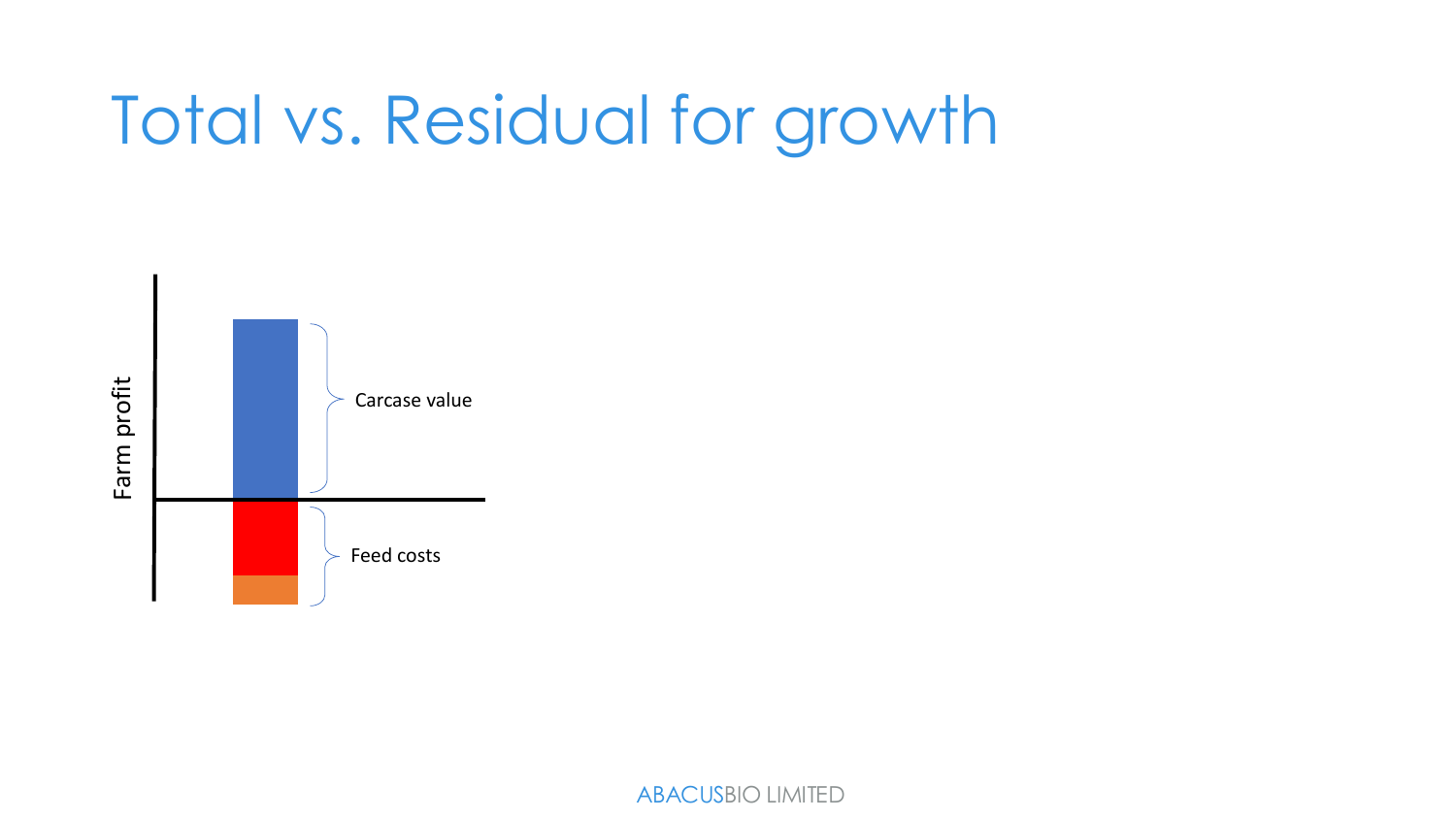# Total vs. Residual for growth

Farm profit

Carcase value

Feed costs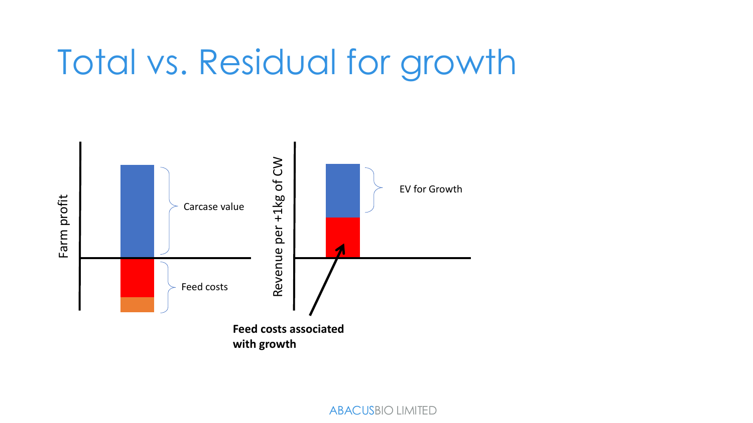# Total vs. Residual for growth

Farm profit

Carcase value

Feed costs

Revenue per +1kg of CW

EV for Growth

**Feed costs associated with growth**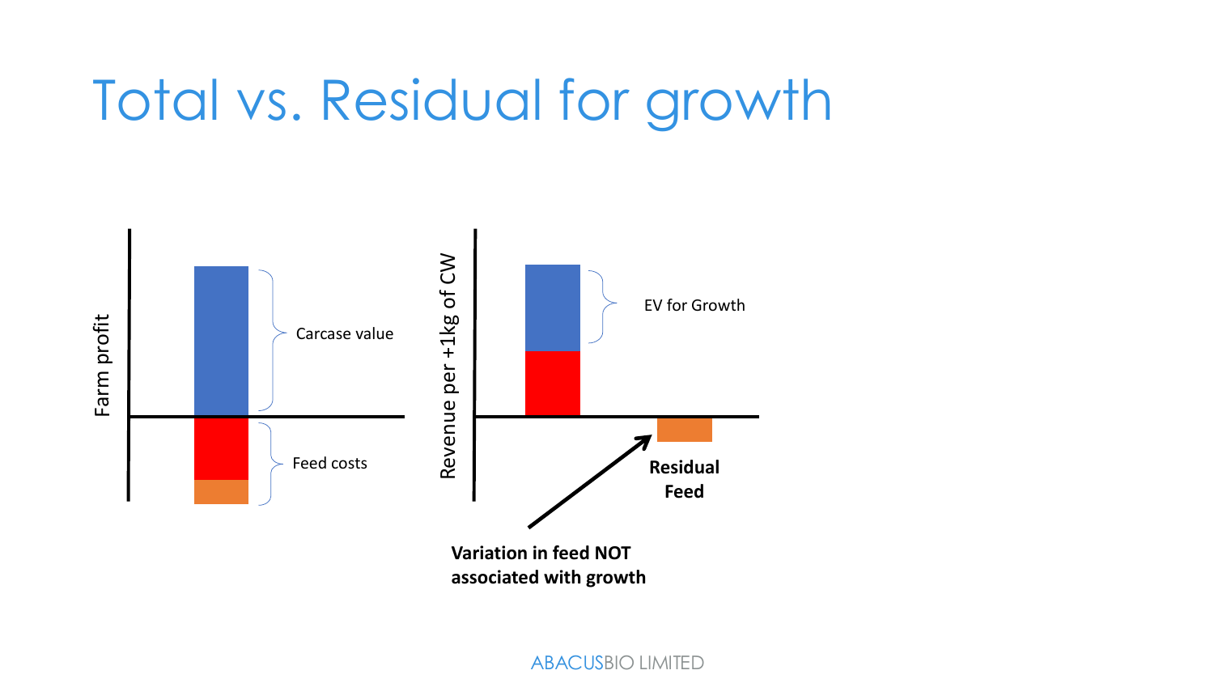# Total vs. Residual for growth

Farm profit

Carcase value

Feed costs

Revenue per +1kg of CW

EV for Growth

**Residual Feed**

**Variation in feed NOT associated with growth**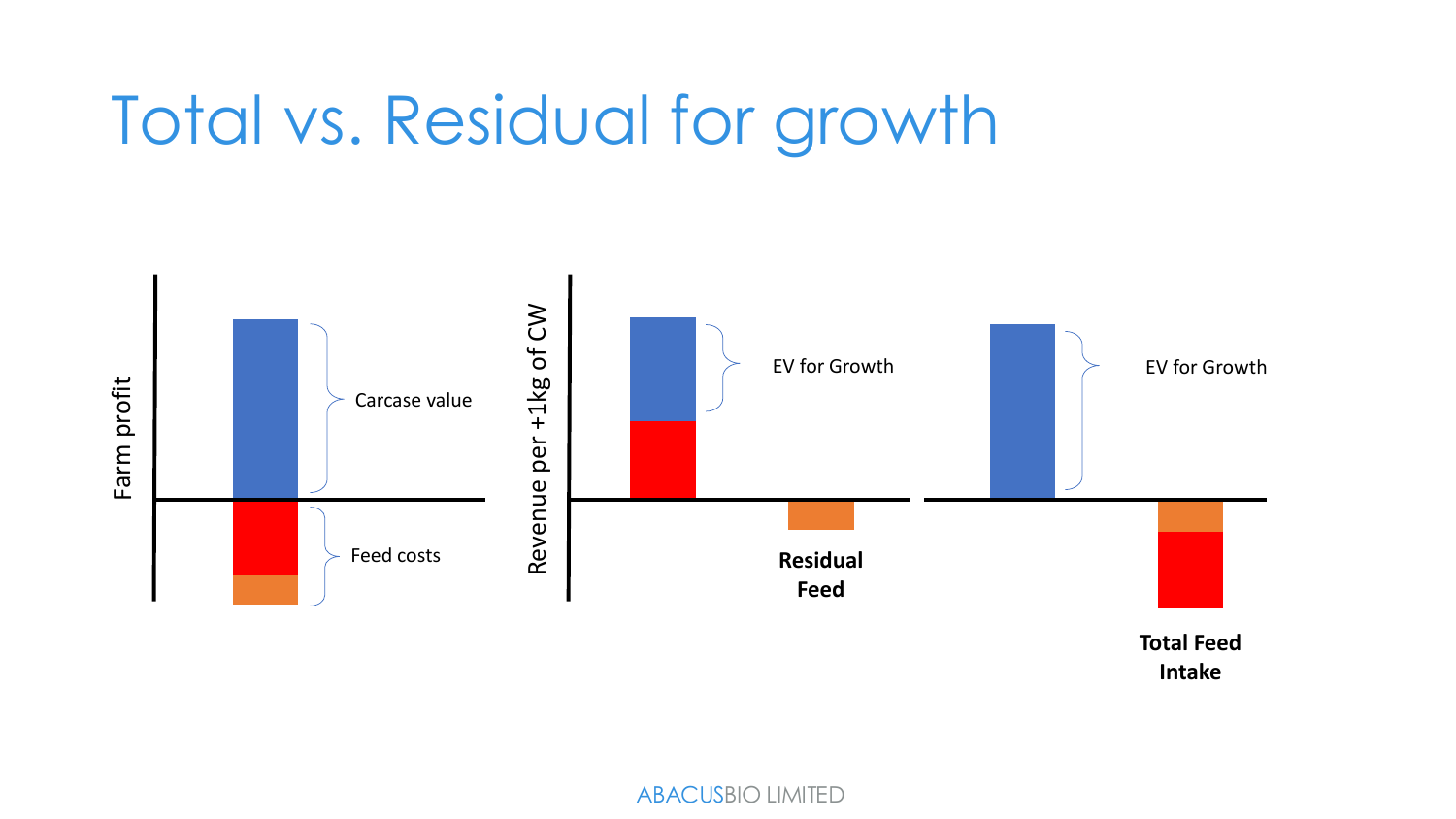# Total vs. Residual for growth

Farm profit

Carcase value

Feed costs

Revenue per +1kg of CW

EV for Growth

**Residual Feed**

EV for Growth

**Total Feed Intake**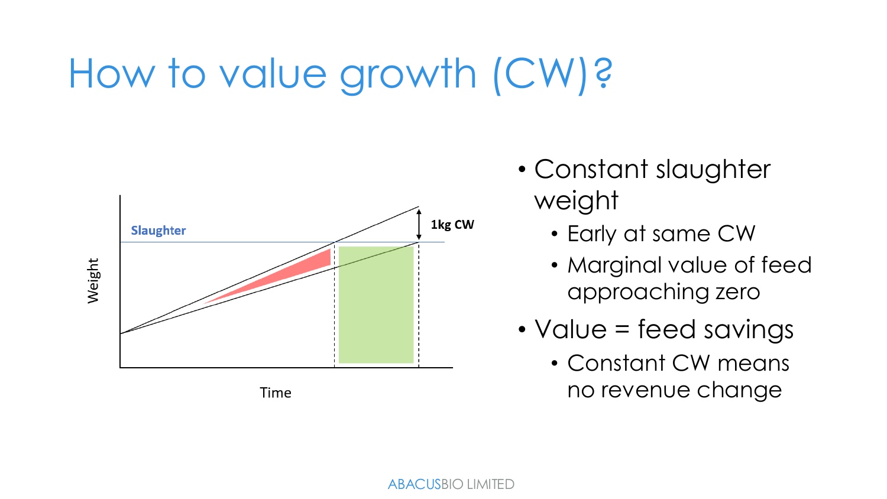# How to value growth (CW)?

Slaughter

1kg CW

Weight

Time

- Constant slaughter weight
  - Early at same CW
  - Marginal value of feed approaching zero
- Value = feed savings
  - Constant CW means no revenue change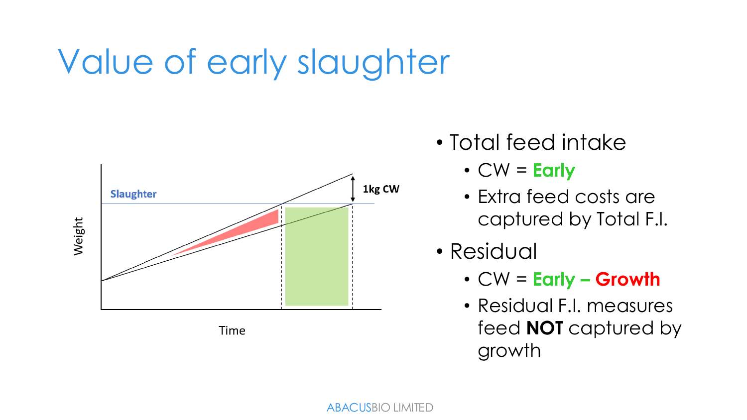# Value of early slaughter

Slaughter

1kg CW

Weight

Time

- Total feed intake
  - CW = **Early**
  - Extra feed costs are captured by Total F.I.
- Residual
  - CW = **Early – Growth**
  - Residual F.I. measures feed **NOT** captured by growth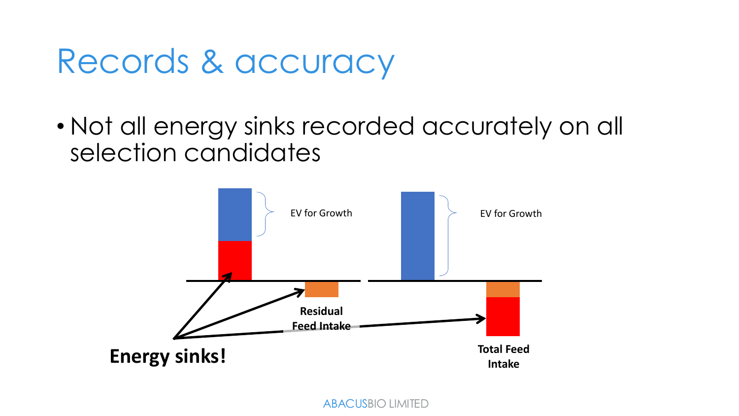# Records & accuracy

- Not all energy sinks recorded accurately on all selection candidates

EV for Growth

EV for Growth

Residual Feed Intake

Total Feed Intake

**Energy sinks!**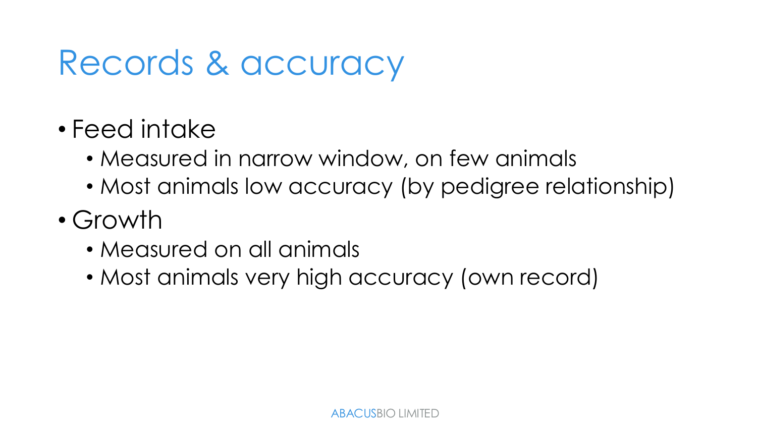# Records & accuracy

- Feed intake
  - Measured in narrow window, on few animals
  - Most animals low accuracy (by pedigree relationship)
- Growth
  - Measured on all animals
  - Most animals very high accuracy (own record)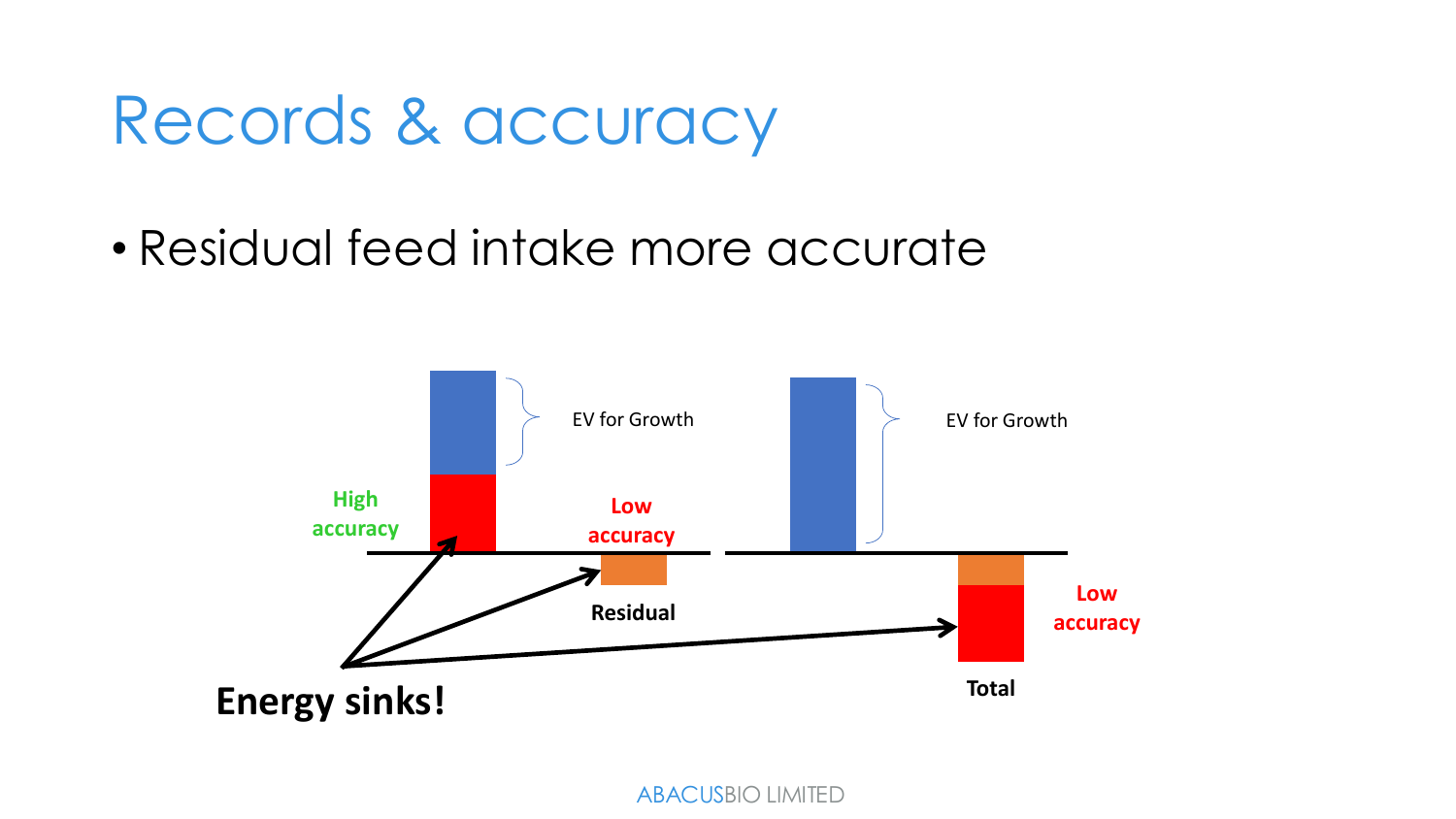# Records & accuracy

- Residual feed intake more accurate

EV for Growth

High accuracy

Low accuracy

Residual

EV for Growth

Low accuracy

Total

Energy sinks!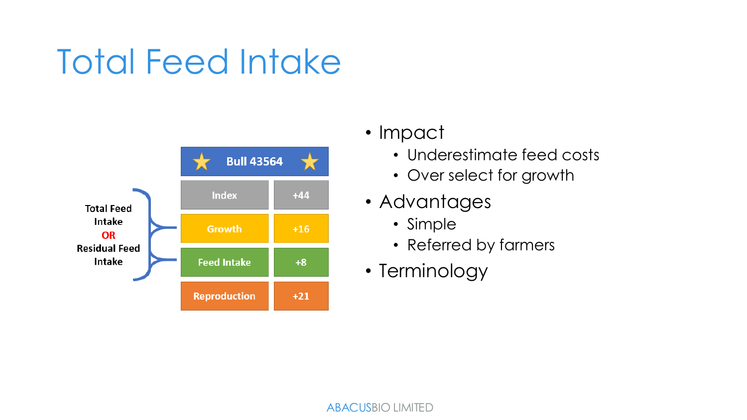# Total Feed Intake

| Bull 43564 | |
|---|---|
| Index | +44 |
| Growth | +16 |
| Feed Intake | +8 |
| Reproduction | +21 |

Total Feed Intake **OR** Residual Feed Intake

- Impact
  - Underestimate feed costs
  - Over select for growth
- Advantages
  - Simple
  - Referred by farmers
- Terminology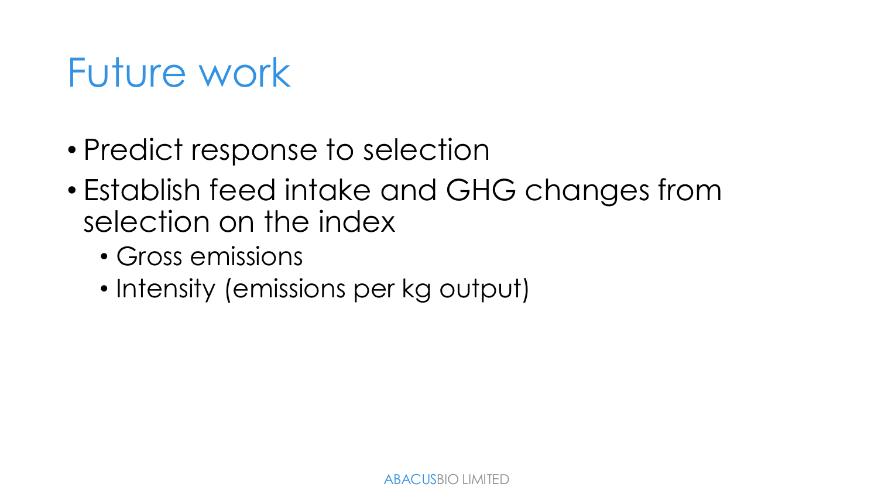# Future work

- Predict response to selection
- Establish feed intake and GHG changes from selection on the index
  - Gross emissions
  - Intensity (emissions per kg output)